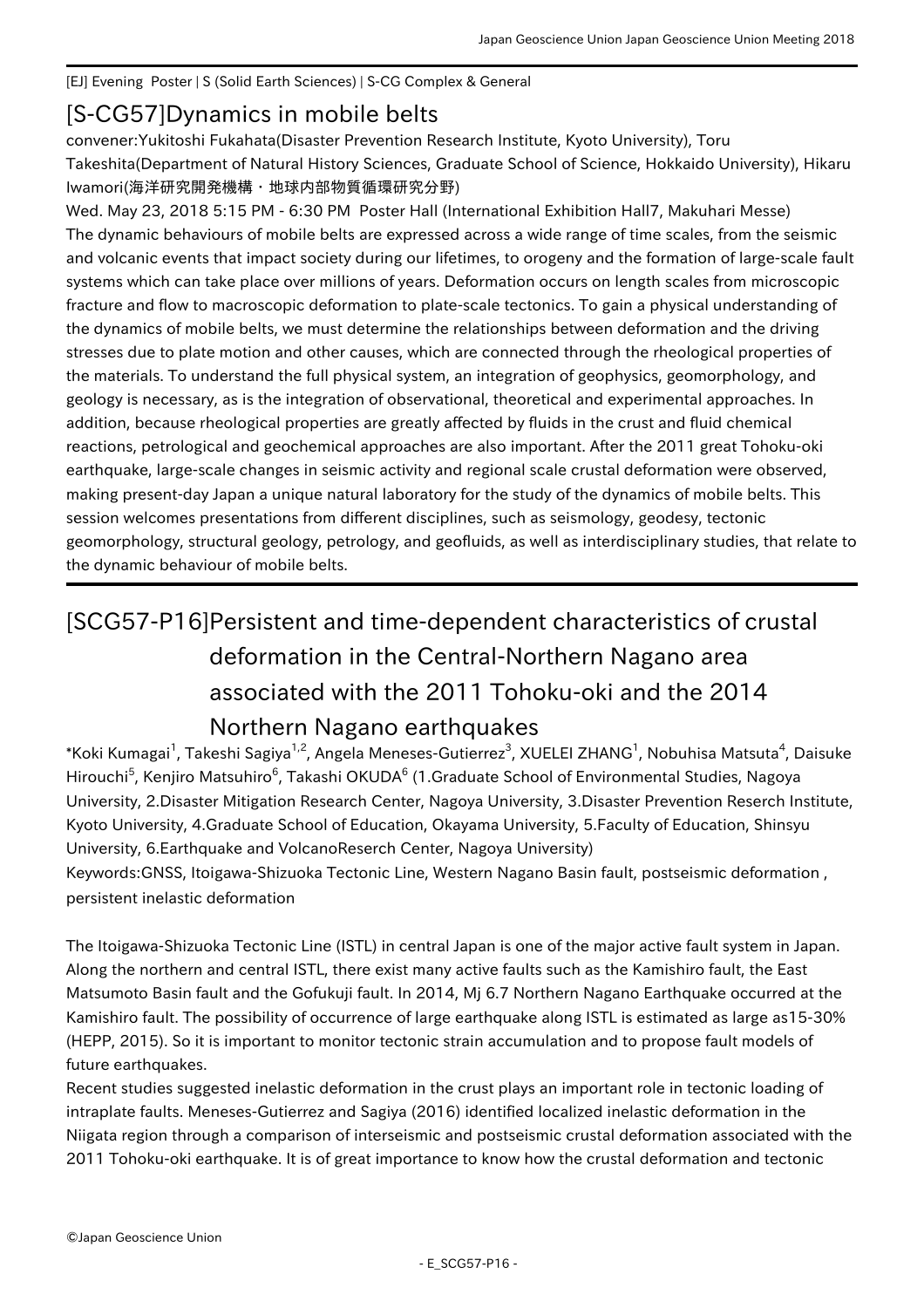[EJ] Evening Poster | S (Solid Earth Sciences) | S-CG Complex & General

## [S-CG57]Dynamics in mobile belts

convener:Yukitoshi Fukahata(Disaster Prevention Research Institute, Kyoto University), Toru Takeshita(Department of Natural History Sciences, Graduate School of Science, Hokkaido University), Hikaru Iwamori(海洋研究開発機構・地球内部物質循環研究分野)

Wed. May 23, 2018 5:15 PM - 6:30 PM Poster Hall (International Exhibition Hall7, Makuhari Messe)

The dynamic behaviours of mobile belts are expressed across a wide range of time scales, from the seismic and volcanic events that impact society during our lifetimes, to orogeny and the formation of large-scale fault systems which can take place over millions of years. Deformation occurs on length scales from microscopic fracture and flow to macroscopic deformation to plate-scale tectonics. To gain a physical understanding of the dynamics of mobile belts, we must determine the relationships between deformation and the driving stresses due to plate motion and other causes, which are connected through the rheological properties of the materials. To understand the full physical system, an integration of geophysics, geomorphology, and geology is necessary, as is the integration of observational, theoretical and experimental approaches. In addition, because rheological properties are greatly affected by fluids in the crust and fluid chemical reactions, petrological and geochemical approaches are also important. After the 2011 great Tohoku-oki earthquake, large-scale changes in seismic activity and regional scale crustal deformation were observed, making present-day Japan a unique natural laboratory for the study of the dynamics of mobile belts. This session welcomes presentations from different disciplines, such as seismology, geodesy, tectonic geomorphology, structural geology, petrology, and geofluids, as well as interdisciplinary studies, that relate to the dynamic behaviour of mobile belts.

# [SCG57-P16]Persistent and time-dependent characteristics of crustal deformation in the Central-Northern Nagano area associated with the 2011 Tohoku-oki and the 2014 Northern Nagano earthquakes

*Koki Kumagai[1], Takeshi Sagiya[1,2], Angela Meneses-Gutierrez[3], XUELEI ZHANG[1], Nobuhisa Matsuta[4], Daisuke Hirouchi[5], Kenjiro Matsuhiro[6], Takashi OKUDA[6] (1.Graduate School of Environmental Studies, Nagoya University, 2.Disaster Mitigation Research Center, Nagoya University, 3.Disaster Prevention Reserch Institute, Kyoto University, 4.Graduate School of Education, Okayama University, 5.Faculty of Education, Shinsyu University, 6.Earthquake and VolcanoReserch Center, Nagoya University)

Keywords:GNSS, Itoigawa-Shizuoka Tectonic Line, Western Nagano Basin fault, postseismic deformation , persistent inelastic deformation

The Itoigawa-Shizuoka Tectonic Line (ISTL) in central Japan is one of the major active fault system in Japan. Along the northern and central ISTL, there exist many active faults such as the Kamishiro fault, the East Matsumoto Basin fault and the Gofukuji fault. In 2014, Mj 6.7 Northern Nagano Earthquake occurred at the Kamishiro fault. The possibility of occurrence of large earthquake along ISTL is estimated as large as15-30% (HEPP, 2015). So it is important to monitor tectonic strain accumulation and to propose fault models of future earthquakes.

Recent studies suggested inelastic deformation in the crust plays an important role in tectonic loading of intraplate faults. Meneses-Gutierrez and Sagiya (2016) identified localized inelastic deformation in the Niigata region through a comparison of interseismic and postseismic crustal deformation associated with the 2011 Tohoku-oki earthquake. It is of great importance to know how the crustal deformation and tectonic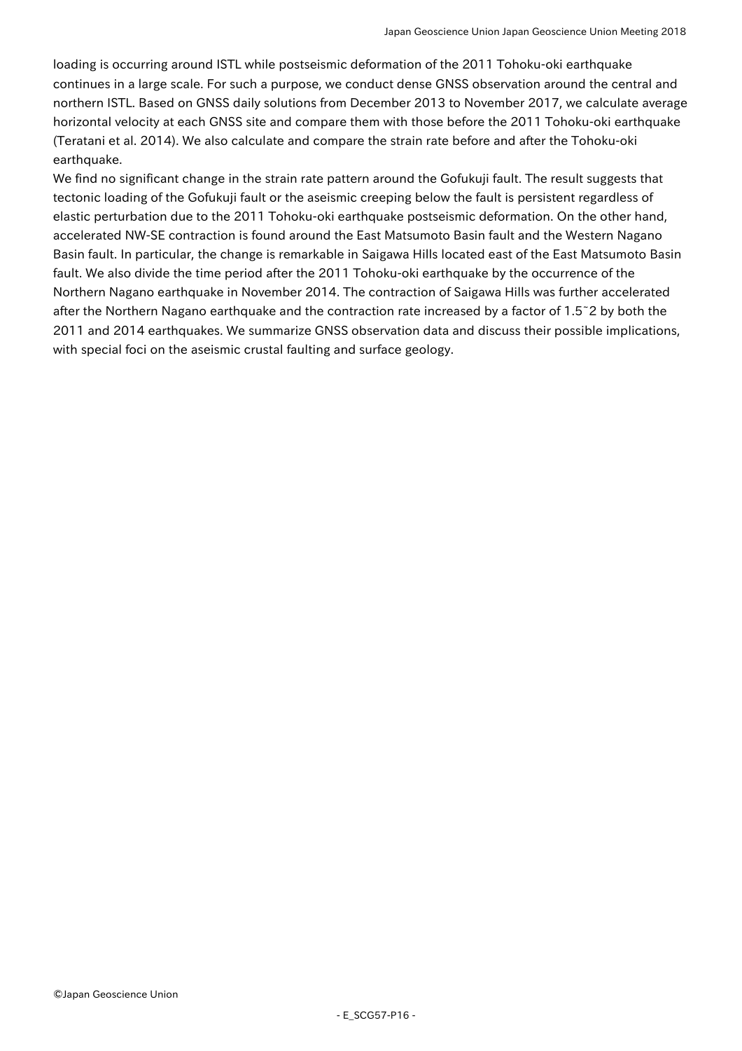loading is occurring around ISTL while postseismic deformation of the 2011 Tohoku-oki earthquake continues in a large scale. For such a purpose, we conduct dense GNSS observation around the central and northern ISTL. Based on GNSS daily solutions from December 2013 to November 2017, we calculate average horizontal velocity at each GNSS site and compare them with those before the 2011 Tohoku-oki earthquake (Teratani et al. 2014). We also calculate and compare the strain rate before and after the Tohoku-oki earthquake.

We find no significant change in the strain rate pattern around the Gofukuji fault. The result suggests that tectonic loading of the Gofukuji fault or the aseismic creeping below the fault is persistent regardless of elastic perturbation due to the 2011 Tohoku-oki earthquake postseismic deformation. On the other hand, accelerated NW-SE contraction is found around the East Matsumoto Basin fault and the Western Nagano Basin fault. In particular, the change is remarkable in Saigawa Hills located east of the East Matsumoto Basin fault. We also divide the time period after the 2011 Tohoku-oki earthquake by the occurrence of the Northern Nagano earthquake in November 2014. The contraction of Saigawa Hills was further accelerated after the Northern Nagano earthquake and the contraction rate increased by a factor of 1.5~2 by both the 2011 and 2014 earthquakes. We summarize GNSS observation data and discuss their possible implications, with special foci on the aseismic crustal faulting and surface geology.